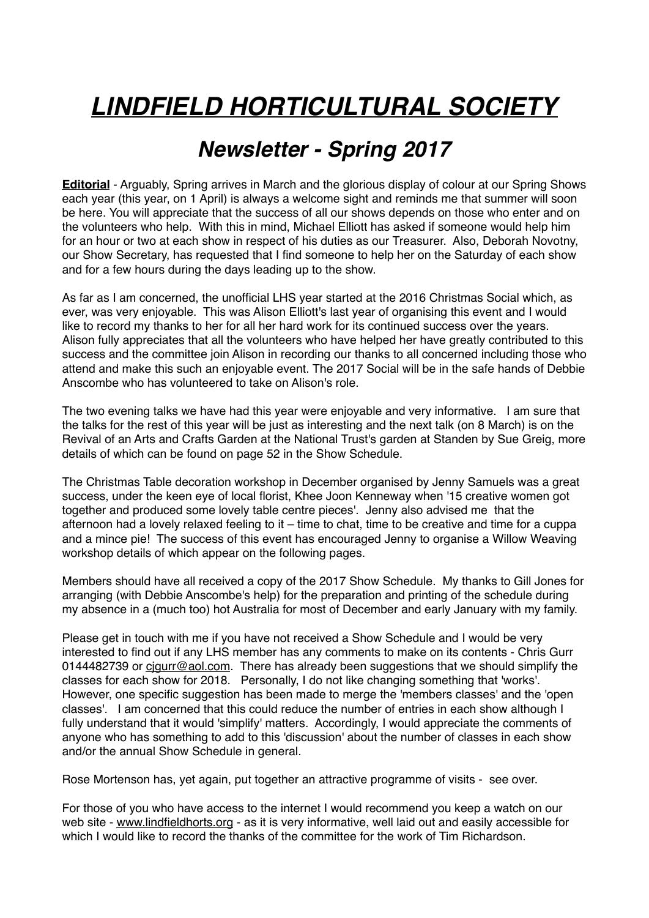# ***LINDFIELD HORTICULTURAL SOCIETY***

## *Newsletter - Spring 2017*

**Editorial** - Arguably, Spring arrives in March and the glorious display of colour at our Spring Shows each year (this year, on 1 April) is always a welcome sight and reminds me that summer will soon be here. You will appreciate that the success of all our shows depends on those who enter and on the volunteers who help. With this in mind, Michael Elliott has asked if someone would help him for an hour or two at each show in respect of his duties as our Treasurer. Also, Deborah Novotny, our Show Secretary, has requested that I find someone to help her on the Saturday of each show and for a few hours during the days leading up to the show.

As far as I am concerned, the unofficial LHS year started at the 2016 Christmas Social which, as ever, was very enjoyable. This was Alison Elliott's last year of organising this event and I would like to record my thanks to her for all her hard work for its continued success over the years. Alison fully appreciates that all the volunteers who have helped her have greatly contributed to this success and the committee join Alison in recording our thanks to all concerned including those who attend and make this such an enjoyable event. The 2017 Social will be in the safe hands of Debbie Anscombe who has volunteered to take on Alison's role.

The two evening talks we have had this year were enjoyable and very informative. I am sure that the talks for the rest of this year will be just as interesting and the next talk (on 8 March) is on the Revival of an Arts and Crafts Garden at the National Trust's garden at Standen by Sue Greig, more details of which can be found on page 52 in the Show Schedule.

The Christmas Table decoration workshop in December organised by Jenny Samuels was a great success, under the keen eye of local florist, Khee Joon Kenneway when '15 creative women got together and produced some lovely table centre pieces'. Jenny also advised me that the afternoon had a lovely relaxed feeling to it – time to chat, time to be creative and time for a cuppa and a mince pie! The success of this event has encouraged Jenny to organise a Willow Weaving workshop details of which appear on the following pages.

Members should have all received a copy of the 2017 Show Schedule. My thanks to Gill Jones for arranging (with Debbie Anscombe's help) for the preparation and printing of the schedule during my absence in a (much too) hot Australia for most of December and early January with my family.

Please get in touch with me if you have not received a Show Schedule and I would be very interested to find out if any LHS member has any comments to make on its contents - Chris Gurr 0144482739 or cjgurr@aol.com. There has already been suggestions that we should simplify the classes for each show for 2018. Personally, I do not like changing something that 'works'. However, one specific suggestion has been made to merge the 'members classes' and the 'open classes'. I am concerned that this could reduce the number of entries in each show although I fully understand that it would 'simplify' matters. Accordingly, I would appreciate the comments of anyone who has something to add to this 'discussion' about the number of classes in each show and/or the annual Show Schedule in general.

Rose Mortenson has, yet again, put together an attractive programme of visits - see over.

For those of you who have access to the internet I would recommend you keep a watch on our web site - www.lindfieldhorts.org - as it is very informative, well laid out and easily accessible for which I would like to record the thanks of the committee for the work of Tim Richardson.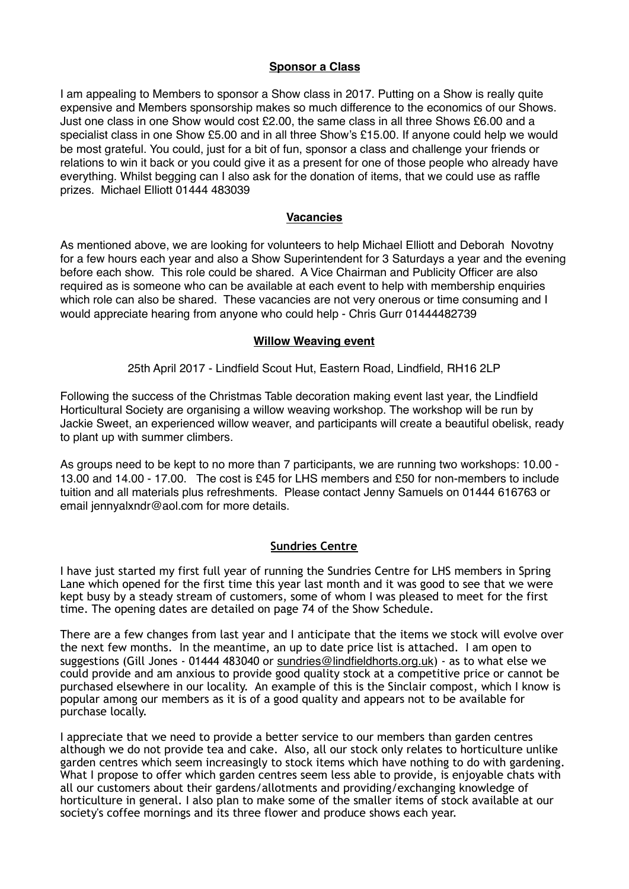## Sponsor a Class

I am appealing to Members to sponsor a Show class in 2017. Putting on a Show is really quite expensive and Members sponsorship makes so much difference to the economics of our Shows. Just one class in one Show would cost £2.00, the same class in all three Shows £6.00 and a specialist class in one Show £5.00 and in all three Show's £15.00. If anyone could help we would be most grateful. You could, just for a bit of fun, sponsor a class and challenge your friends or relations to win it back or you could give it as a present for one of those people who already have everything. Whilst begging can I also ask for the donation of items, that we could use as raffle prizes. Michael Elliott 01444 483039

## Vacancies

As mentioned above, we are looking for volunteers to help Michael Elliott and Deborah Novotny for a few hours each year and also a Show Superintendent for 3 Saturdays a year and the evening before each show. This role could be shared. A Vice Chairman and Publicity Officer are also required as is someone who can be available at each event to help with membership enquiries which role can also be shared. These vacancies are not very onerous or time consuming and I would appreciate hearing from anyone who could help - Chris Gurr 01444482739

## Willow Weaving event

25th April 2017 - Lindfield Scout Hut, Eastern Road, Lindfield, RH16 2LP

Following the success of the Christmas Table decoration making event last year, the Lindfield Horticultural Society are organising a willow weaving workshop. The workshop will be run by Jackie Sweet, an experienced willow weaver, and participants will create a beautiful obelisk, ready to plant up with summer climbers.

As groups need to be kept to no more than 7 participants, we are running two workshops: 10.00 - 13.00 and 14.00 - 17.00. The cost is £45 for LHS members and £50 for non-members to include tuition and all materials plus refreshments. Please contact Jenny Samuels on 01444 616763 or email jennyalxndr@aol.com for more details.

## Sundries Centre

I have just started my first full year of running the Sundries Centre for LHS members in Spring Lane which opened for the first time this year last month and it was good to see that we were kept busy by a steady stream of customers, some of whom I was pleased to meet for the first time. The opening dates are detailed on page 74 of the Show Schedule.

There are a few changes from last year and I anticipate that the items we stock will evolve over the next few months. In the meantime, an up to date price list is attached. I am open to suggestions (Gill Jones - 01444 483040 or sundries@lindfieldhorts.org.uk) - as to what else we could provide and am anxious to provide good quality stock at a competitive price or cannot be purchased elsewhere in our locality. An example of this is the Sinclair compost, which I know is popular among our members as it is of a good quality and appears not to be available for purchase locally.

I appreciate that we need to provide a better service to our members than garden centres although we do not provide tea and cake. Also, all our stock only relates to horticulture unlike garden centres which seem increasingly to stock items which have nothing to do with gardening. What I propose to offer which garden centres seem less able to provide, is enjoyable chats with all our customers about their gardens/allotments and providing/exchanging knowledge of horticulture in general. I also plan to make some of the smaller items of stock available at our society's coffee mornings and its three flower and produce shows each year.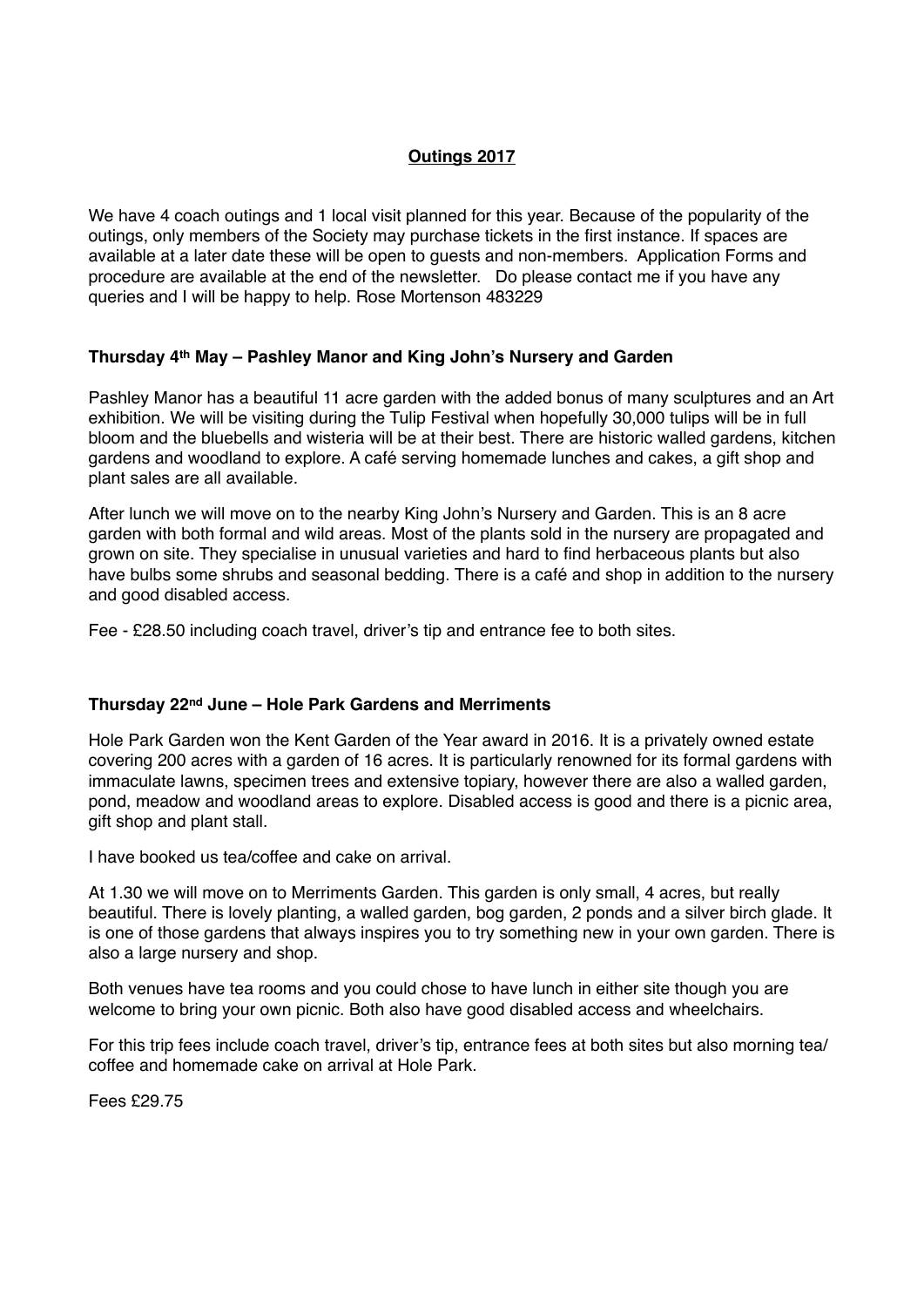## Outings 2017

We have 4 coach outings and 1 local visit planned for this year. Because of the popularity of the outings, only members of the Society may purchase tickets in the first instance. If spaces are available at a later date these will be open to guests and non-members. Application Forms and procedure are available at the end of the newsletter. Do please contact me if you have any queries and I will be happy to help. Rose Mortenson 483229

### Thursday 4th May – Pashley Manor and King John's Nursery and Garden

Pashley Manor has a beautiful 11 acre garden with the added bonus of many sculptures and an Art exhibition. We will be visiting during the Tulip Festival when hopefully 30,000 tulips will be in full bloom and the bluebells and wisteria will be at their best. There are historic walled gardens, kitchen gardens and woodland to explore. A café serving homemade lunches and cakes, a gift shop and plant sales are all available.

After lunch we will move on to the nearby King John's Nursery and Garden. This is an 8 acre garden with both formal and wild areas. Most of the plants sold in the nursery are propagated and grown on site. They specialise in unusual varieties and hard to find herbaceous plants but also have bulbs some shrubs and seasonal bedding. There is a café and shop in addition to the nursery and good disabled access.

Fee - £28.50 including coach travel, driver's tip and entrance fee to both sites.

### Thursday 22nd June – Hole Park Gardens and Merriments

Hole Park Garden won the Kent Garden of the Year award in 2016. It is a privately owned estate covering 200 acres with a garden of 16 acres. It is particularly renowned for its formal gardens with immaculate lawns, specimen trees and extensive topiary, however there are also a walled garden, pond, meadow and woodland areas to explore. Disabled access is good and there is a picnic area, gift shop and plant stall.

I have booked us tea/coffee and cake on arrival.

At 1.30 we will move on to Merriments Garden. This garden is only small, 4 acres, but really beautiful. There is lovely planting, a walled garden, bog garden, 2 ponds and a silver birch glade. It is one of those gardens that always inspires you to try something new in your own garden. There is also a large nursery and shop.

Both venues have tea rooms and you could chose to have lunch in either site though you are welcome to bring your own picnic. Both also have good disabled access and wheelchairs.

For this trip fees include coach travel, driver's tip, entrance fees at both sites but also morning tea/ coffee and homemade cake on arrival at Hole Park.

Fees £29.75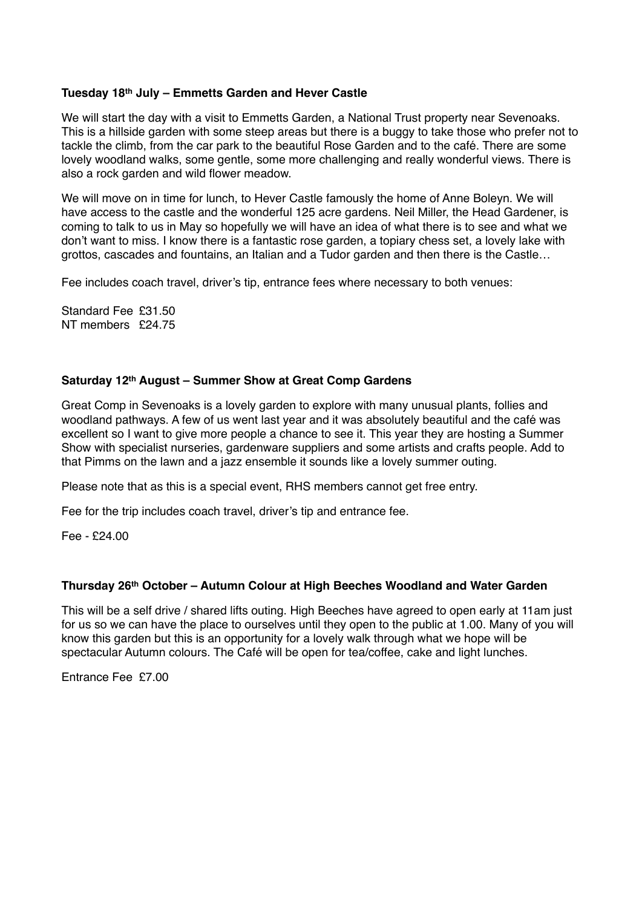**Tuesday 18th July – Emmetts Garden and Hever Castle**

We will start the day with a visit to Emmetts Garden, a National Trust property near Sevenoaks. This is a hillside garden with some steep areas but there is a buggy to take those who prefer not to tackle the climb, from the car park to the beautiful Rose Garden and to the café. There are some lovely woodland walks, some gentle, some more challenging and really wonderful views. There is also a rock garden and wild flower meadow.

We will move on in time for lunch, to Hever Castle famously the home of Anne Boleyn. We will have access to the castle and the wonderful 125 acre gardens. Neil Miller, the Head Gardener, is coming to talk to us in May so hopefully we will have an idea of what there is to see and what we don't want to miss. I know there is a fantastic rose garden, a topiary chess set, a lovely lake with grottos, cascades and fountains, an Italian and a Tudor garden and then there is the Castle…

Fee includes coach travel, driver's tip, entrance fees where necessary to both venues:

Standard Fee £31.50
NT members £24.75

**Saturday 12th August – Summer Show at Great Comp Gardens**

Great Comp in Sevenoaks is a lovely garden to explore with many unusual plants, follies and woodland pathways. A few of us went last year and it was absolutely beautiful and the café was excellent so I want to give more people a chance to see it. This year they are hosting a Summer Show with specialist nurseries, gardenware suppliers and some artists and crafts people. Add to that Pimms on the lawn and a jazz ensemble it sounds like a lovely summer outing.

Please note that as this is a special event, RHS members cannot get free entry.

Fee for the trip includes coach travel, driver's tip and entrance fee.

Fee - £24.00

**Thursday 26th October – Autumn Colour at High Beeches Woodland and Water Garden**

This will be a self drive / shared lifts outing. High Beeches have agreed to open early at 11am just for us so we can have the place to ourselves until they open to the public at 1.00. Many of you will know this garden but this is an opportunity for a lovely walk through what we hope will be spectacular Autumn colours. The Café will be open for tea/coffee, cake and light lunches.

Entrance Fee £7.00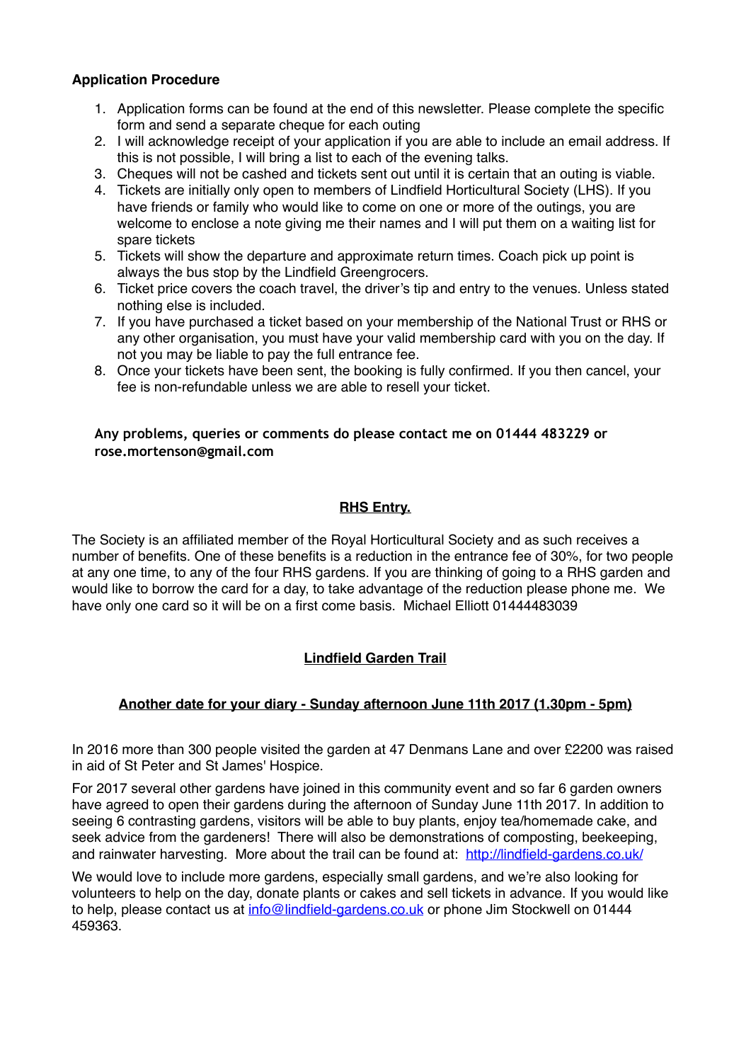**Application Procedure**

1. Application forms can be found at the end of this newsletter. Please complete the specific form and send a separate cheque for each outing
2. I will acknowledge receipt of your application if you are able to include an email address. If this is not possible, I will bring a list to each of the evening talks.
3. Cheques will not be cashed and tickets sent out until it is certain that an outing is viable.
4. Tickets are initially only open to members of Lindfield Horticultural Society (LHS). If you have friends or family who would like to come on one or more of the outings, you are welcome to enclose a note giving me their names and I will put them on a waiting list for spare tickets
5. Tickets will show the departure and approximate return times. Coach pick up point is always the bus stop by the Lindfield Greengrocers.
6. Ticket price covers the coach travel, the driver's tip and entry to the venues. Unless stated nothing else is included.
7. If you have purchased a ticket based on your membership of the National Trust or RHS or any other organisation, you must have your valid membership card with you on the day. If not you may be liable to pay the full entrance fee.
8. Once your tickets have been sent, the booking is fully confirmed. If you then cancel, your fee is non-refundable unless we are able to resell your ticket.

**Any problems, queries or comments do please contact me on 01444 483229 or rose.mortenson@gmail.com**

## RHS Entry.

The Society is an affiliated member of the Royal Horticultural Society and as such receives a number of benefits. One of these benefits is a reduction in the entrance fee of 30%, for two people at any one time, to any of the four RHS gardens. If you are thinking of going to a RHS garden and would like to borrow the card for a day, to take advantage of the reduction please phone me. We have only one card so it will be on a first come basis. Michael Elliott 01444483039

## Lindfield Garden Trail

### Another date for your diary - Sunday afternoon June 11th 2017 (1.30pm - 5pm)

In 2016 more than 300 people visited the garden at 47 Denmans Lane and over £2200 was raised in aid of St Peter and St James' Hospice.

For 2017 several other gardens have joined in this community event and so far 6 garden owners have agreed to open their gardens during the afternoon of Sunday June 11th 2017. In addition to seeing 6 contrasting gardens, visitors will be able to buy plants, enjoy tea/homemade cake, and seek advice from the gardeners! There will also be demonstrations of composting, beekeeping, and rainwater harvesting. More about the trail can be found at: http://lindfield-gardens.co.uk/

We would love to include more gardens, especially small gardens, and we're also looking for volunteers to help on the day, donate plants or cakes and sell tickets in advance. If you would like to help, please contact us at info@lindfield-gardens.co.uk or phone Jim Stockwell on 01444 459363.